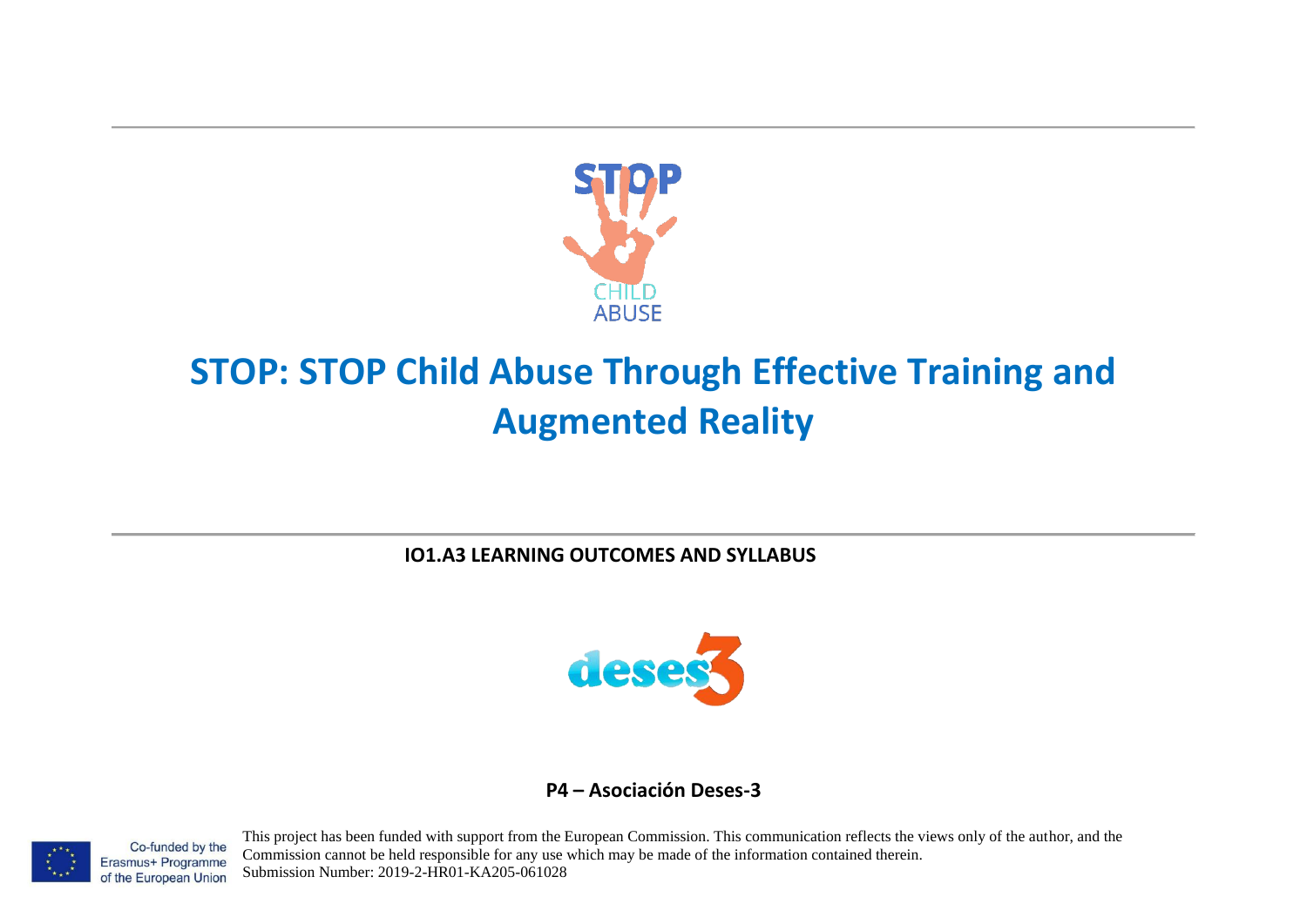# STOP: STOP Child Abuse Through Effective Training and Augmented Reality

**IO1.A3 LEARNING OUTCOMES AND SYLLABUS**

**P4 – Asociación Deses-3**

Co-funded by the Erasmus+ Programme of the European Union

This project has been funded with support from the European Commission. This communication reflects the views only of the author, and the Commission cannot be held responsible for any use which may be made of the information contained therein.
Submission Number: 2019-2-HR01-KA205-061028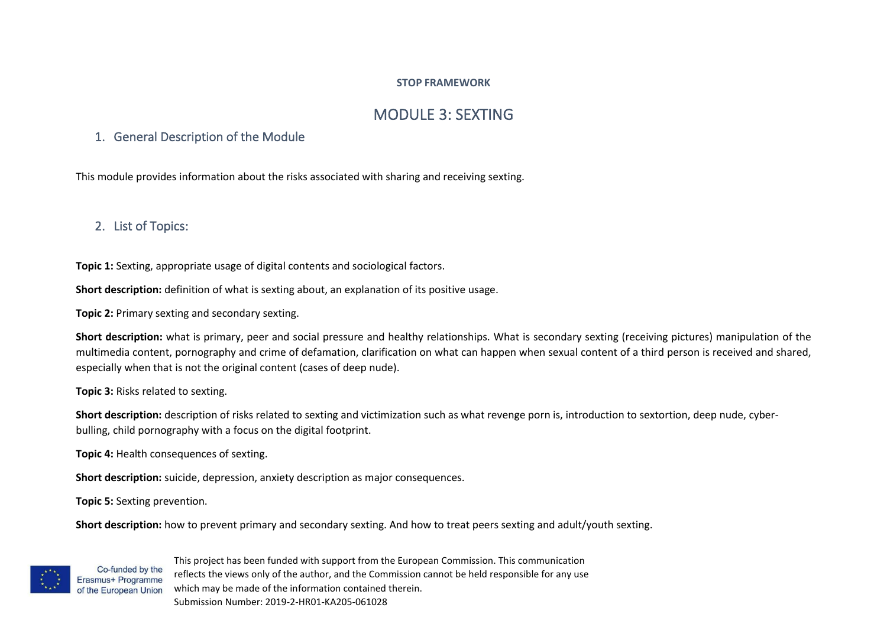**STOP FRAMEWORK**

# MODULE 3: SEXTING

## 1. General Description of the Module

This module provides information about the risks associated with sharing and receiving sexting.

## 2. List of Topics:

**Topic 1:** Sexting, appropriate usage of digital contents and sociological factors.

**Short description:** definition of what is sexting about, an explanation of its positive usage.

**Topic 2:** Primary sexting and secondary sexting.

**Short description:** what is primary, peer and social pressure and healthy relationships. What is secondary sexting (receiving pictures) manipulation of the multimedia content, pornography and crime of defamation, clarification on what can happen when sexual content of a third person is received and shared, especially when that is not the original content (cases of deep nude).

**Topic 3:** Risks related to sexting.

**Short description:** description of risks related to sexting and victimization such as what revenge porn is, introduction to sextortion, deep nude, cyber-bulling, child pornography with a focus on the digital footprint.

**Topic 4:** Health consequences of sexting.

**Short description:** suicide, depression, anxiety description as major consequences.

**Topic 5:** Sexting prevention.

**Short description:** how to prevent primary and secondary sexting. And how to treat peers sexting and adult/youth sexting.

Co-funded by the Erasmus+ Programme of the European Union

This project has been funded with support from the European Commission. This communication reflects the views only of the author, and the Commission cannot be held responsible for any use which may be made of the information contained therein.
Submission Number: 2019-2-HR01-KA205-061028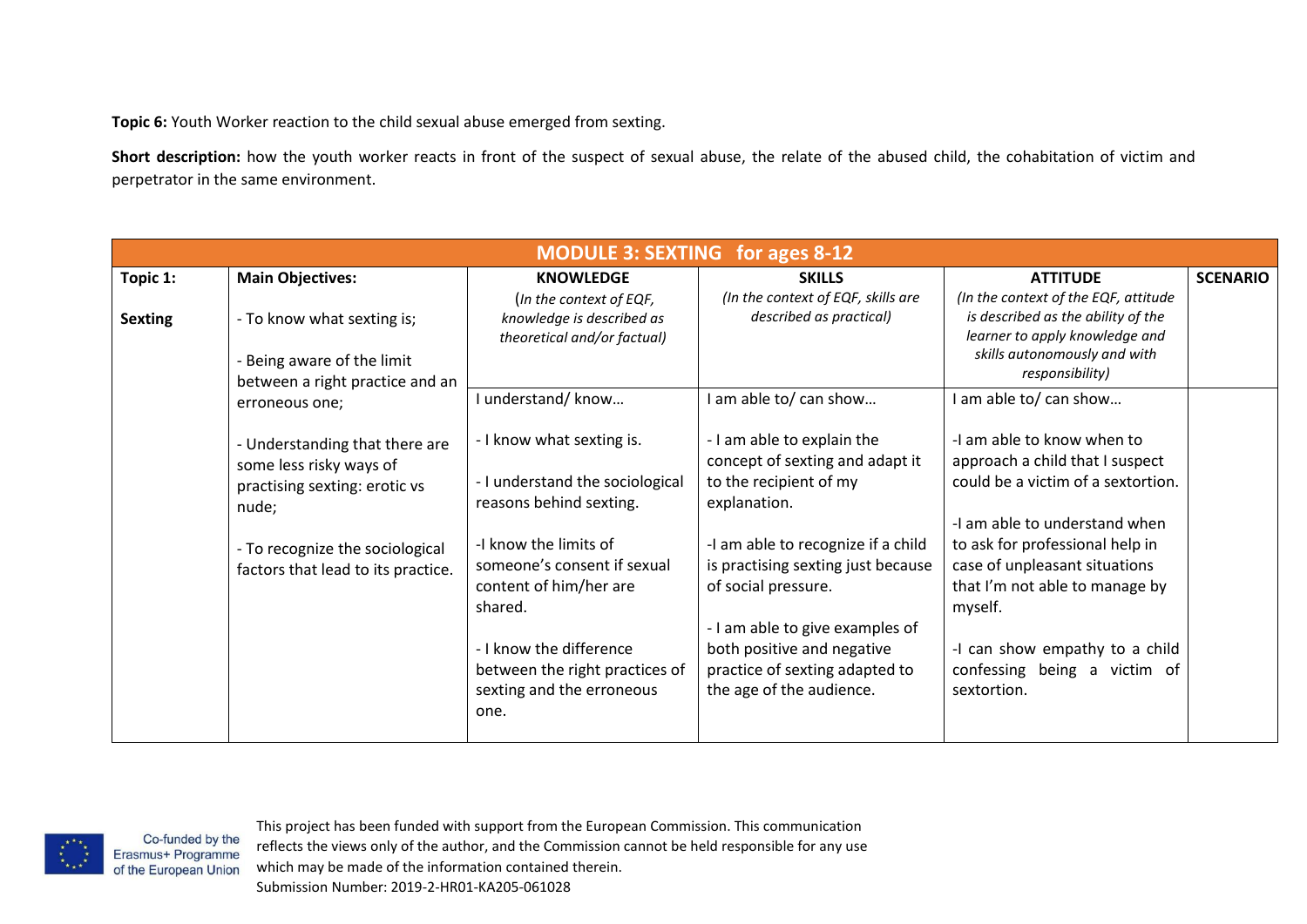**Topic 6:** Youth Worker reaction to the child sexual abuse emerged from sexting.

**Short description:** how the youth worker reacts in front of the suspect of sexual abuse, the relate of the abused child, the cohabitation of victim and perpetrator in the same environment.

| **MODULE 3: SEXTING for ages 8-12** | | | | | |
|---|---|---|---|---|---|
| **Topic 1:**<br><br>**Sexting** | **Main Objectives:**<br><br>- To know what sexting is;<br><br>- Being aware of the limit between a right practice and an erroneous one;<br><br>- Understanding that there are some less risky ways of practising sexting: erotic vs nude;<br><br>- To recognize the sociological factors that lead to its practice. | **KNOWLEDGE**<br>*(In the context of EQF, knowledge is described as theoretical and/or factual)*<br><br>I understand/ know…<br><br>- I know what sexting is.<br><br>- I understand the sociological reasons behind sexting.<br><br>-I know the limits of someone's consent if sexual content of him/her are shared.<br><br>- I know the difference between the right practices of sexting and the erroneous one. | **SKILLS**<br>*(In the context of EQF, skills are described as practical)*<br><br>I am able to/ can show…<br><br>- I am able to explain the concept of sexting and adapt it to the recipient of my explanation.<br><br>-I am able to recognize if a child is practising sexting just because of social pressure.<br><br>- I am able to give examples of both positive and negative practice of sexting adapted to the age of the audience. | **ATTITUDE**<br>*(In the context of the EQF, attitude is described as the ability of the learner to apply knowledge and skills autonomously and with responsibility)*<br><br>I am able to/ can show…<br><br>-I am able to know when to approach a child that I suspect could be a victim of a sextortion.<br><br>-I am able to understand when to ask for professional help in case of unpleasant situations that I'm not able to manage by myself.<br><br>-I can show empathy to a child confessing being a victim of sextortion. | **SCENARIO** |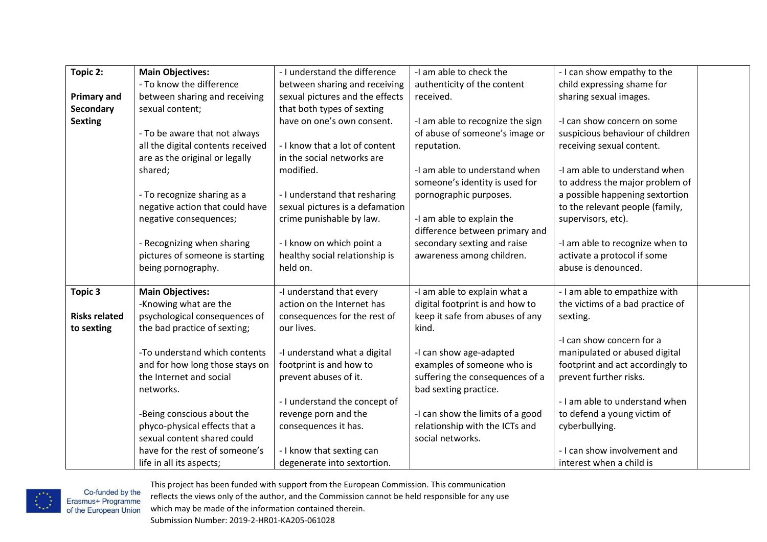| | | | | | |
|---|---|---|---|---|---|
| **Topic 2:**<br><br>**Primary and Secondary Sexting** | **Main Objectives:**<br>- To know the difference between sharing and receiving sexual content;<br><br>- To be aware that not always all the digital contents received are as the original or legally shared;<br><br>- To recognize sharing as a negative action that could have negative consequences;<br><br>- Recognizing when sharing pictures of someone is starting being pornography. | - I understand the difference between sharing and receiving sexual pictures and the effects that both types of sexting have on one's own consent.<br><br>- I know that a lot of content in the social networks are modified.<br><br>- I understand that resharing sexual pictures is a defamation crime punishable by law.<br><br>- I know on which point a healthy social relationship is held on. | -I am able to check the authenticity of the content received.<br><br>-I am able to recognize the sign of abuse of someone's image or reputation.<br><br>-I am able to understand when someone's identity is used for pornographic purposes.<br><br>-I am able to explain the difference between primary and secondary sexting and raise awareness among children. | - I can show empathy to the child expressing shame for sharing sexual images.<br><br>-I can show concern on some suspicious behaviour of children receiving sexual content.<br><br>-I am able to understand when to address the major problem of a possible happening sextortion to the relevant people (family, supervisors, etc).<br><br>-I am able to recognize when to activate a protocol if some abuse is denounced. | |
| **Topic 3**<br><br>**Risks related to sexting** | **Main Objectives:**<br>-Knowing what are the psychological consequences of the bad practice of sexting;<br><br>-To understand which contents and for how long those stays on the Internet and social networks.<br><br>-Being conscious about the phyco-physical effects that a sexual content shared could have for the rest of someone's life in all its aspects; | -I understand that every action on the Internet has consequences for the rest of our lives.<br><br>-I understand what a digital footprint is and how to prevent abuses of it.<br><br>- I understand the concept of revenge porn and the consequences it has.<br><br>- I know that sexting can degenerate into sextortion. | -I am able to explain what a digital footprint is and how to keep it safe from abuses of any kind.<br><br>-I can show age-adapted examples of someone who is suffering the consequences of a bad sexting practice.<br><br>-I can show the limits of a good relationship with the ICTs and social networks. | - I am able to empathize with the victims of a bad practice of sexting.<br><br>-I can show concern for a manipulated or abused digital footprint and act accordingly to prevent further risks.<br><br>- I am able to understand when to defend a young victim of cyberbullying.<br><br>- I can show involvement and interest when a child is | |

Co-funded by the Erasmus+ Programme of the European Union

This project has been funded with support from the European Commission. This communication reflects the views only of the author, and the Commission cannot be held responsible for any use which may be made of the information contained therein.
Submission Number: 2019-2-HR01-KA205-061028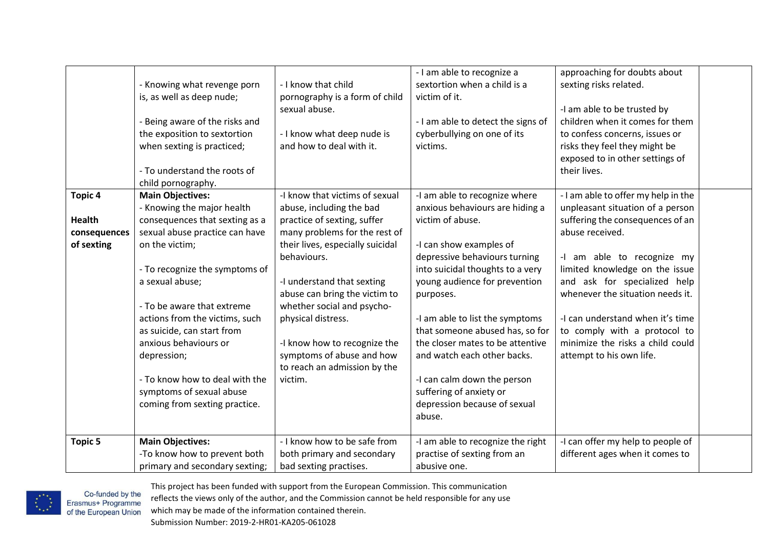| | | | | | |
|---|---|---|---|---|---|
| | - Knowing what revenge porn is, as well as deep nude;<br><br>- Being aware of the risks and the exposition to sextortion when sexting is practiced;<br><br>- To understand the roots of child pornography. | - I know that child pornography is a form of child sexual abuse.<br><br>- I know what deep nude is and how to deal with it. | - I am able to recognize a sextortion when a child is a victim of it.<br><br>- I am able to detect the signs of cyberbullying on one of its victims. | approaching for doubts about sexting risks related.<br><br>-I am able to be trusted by children when it comes for them to confess concerns, issues or risks they feel they might be exposed to in other settings of their lives. | |
| **Topic 4**<br><br>**Health consequences of sexting** | **Main Objectives:**<br>- Knowing the major health consequences that sexting as a sexual abuse practice can have on the victim;<br><br>- To recognize the symptoms of a sexual abuse;<br><br>- To be aware that extreme actions from the victims, such as suicide, can start from anxious behaviours or depression;<br><br>- To know how to deal with the symptoms of sexual abuse coming from sexting practice. | -I know that victims of sexual abuse, including the bad practice of sexting, suffer many problems for the rest of their lives, especially suicidal behaviours.<br><br>-I understand that sexting abuse can bring the victim to whether social and psycho-physical distress.<br><br>-I know how to recognize the symptoms of abuse and how to reach an admission by the victim. | -I am able to recognize where anxious behaviours are hiding a victim of abuse.<br><br>-I can show examples of depressive behaviours turning into suicidal thoughts to a very young audience for prevention purposes.<br><br>-I am able to list the symptoms that someone abused has, so for the closer mates to be attentive and watch each other backs.<br><br>-I can calm down the person suffering of anxiety or depression because of sexual abuse. | - I am able to offer my help in the unpleasant situation of a person suffering the consequences of an abuse received.<br><br>-I am able to recognize my limited knowledge on the issue and ask for specialized help whenever the situation needs it.<br><br>-I can understand when it's time to comply with a protocol to minimize the risks a child could attempt to his own life. | |
| **Topic 5** | **Main Objectives:**<br>-To know how to prevent both primary and secondary sexting; | - I know how to be safe from both primary and secondary bad sexting practises. | -I am able to recognize the right practise of sexting from an abusive one. | -I can offer my help to people of different ages when it comes to | |

This project has been funded with support from the European Commission. This communication reflects the views only of the author, and the Commission cannot be held responsible for any use which may be made of the information contained therein.
Submission Number: 2019-2-HR01-KA205-061028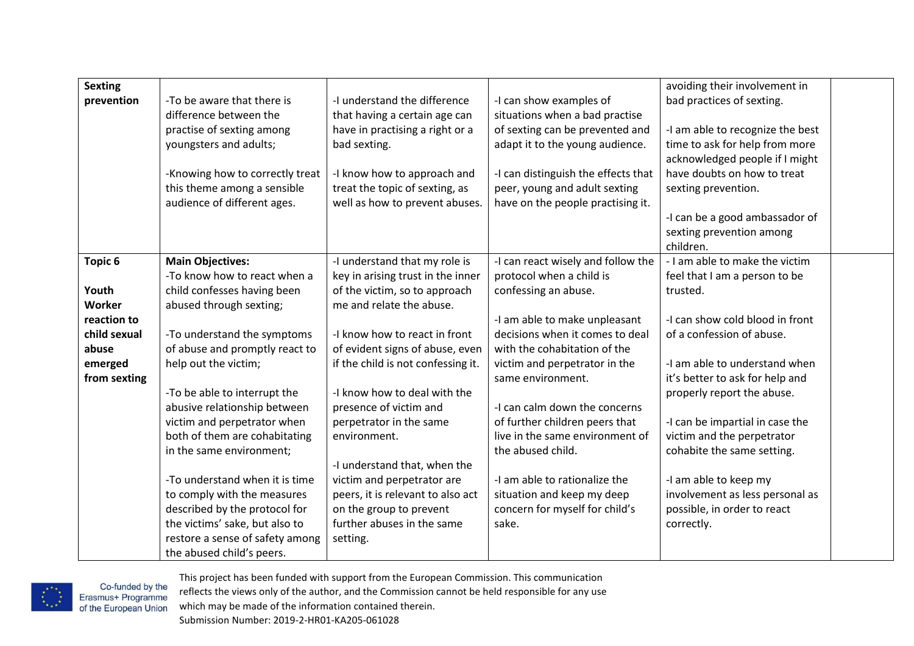| Sexting prevention | -To be aware that there is difference between the practise of sexting among youngsters and adults;<br><br>-Knowing how to correctly treat this theme among a sensible audience of different ages. | -I understand the difference that having a certain age can have in practising a right or a bad sexting.<br><br>-I know how to approach and treat the topic of sexting, as well as how to prevent abuses. | -I can show examples of situations when a bad practise of sexting can be prevented and adapt it to the young audience.<br><br>-I can distinguish the effects that peer, young and adult sexting have on the people practising it. | avoiding their involvement in bad practices of sexting.<br><br>-I am able to recognize the best time to ask for help from more acknowledged people if I might have doubts on how to treat sexting prevention.<br><br>-I can be a good ambassador of sexting prevention among children. | |
|---|---|---|---|---|---|
| **Topic 6**<br><br>**Youth Worker reaction to child sexual abuse emerged from sexting** | **Main Objectives:**<br>-To know how to react when a child confesses having been abused through sexting;<br><br>-To understand the symptoms of abuse and promptly react to help out the victim;<br><br>-To be able to interrupt the abusive relationship between victim and perpetrator when both of them are cohabitating in the same environment;<br><br>-To understand when it is time to comply with the measures described by the protocol for the victims' sake, but also to restore a sense of safety among the abused child's peers. | -I understand that my role is key in arising trust in the inner of the victim, so to approach me and relate the abuse.<br><br>-I know how to react in front of evident signs of abuse, even if the child is not confessing it.<br><br>-I know how to deal with the presence of victim and perpetrator in the same environment.<br><br>-I understand that, when the victim and perpetrator are peers, it is relevant to also act on the group to prevent further abuses in the same setting. | -I can react wisely and follow the protocol when a child is confessing an abuse.<br><br>-I am able to make unpleasant decisions when it comes to deal with the cohabitation of the victim and perpetrator in the same environment.<br><br>-I can calm down the concerns of further children peers that live in the same environment of the abused child.<br><br>-I am able to rationalize the situation and keep my deep concern for myself for child's sake. | - I am able to make the victim feel that I am a person to be trusted.<br><br>-I can show cold blood in front of a confession of abuse.<br><br>-I am able to understand when it's better to ask for help and properly report the abuse.<br><br>-I can be impartial in case the victim and the perpetrator cohabite the same setting.<br><br>-I am able to keep my involvement as less personal as possible, in order to react correctly. | |

Co-funded by the Erasmus+ Programme of the European Union

This project has been funded with support from the European Commission. This communication reflects the views only of the author, and the Commission cannot be held responsible for any use which may be made of the information contained therein.
Submission Number: 2019-2-HR01-KA205-061028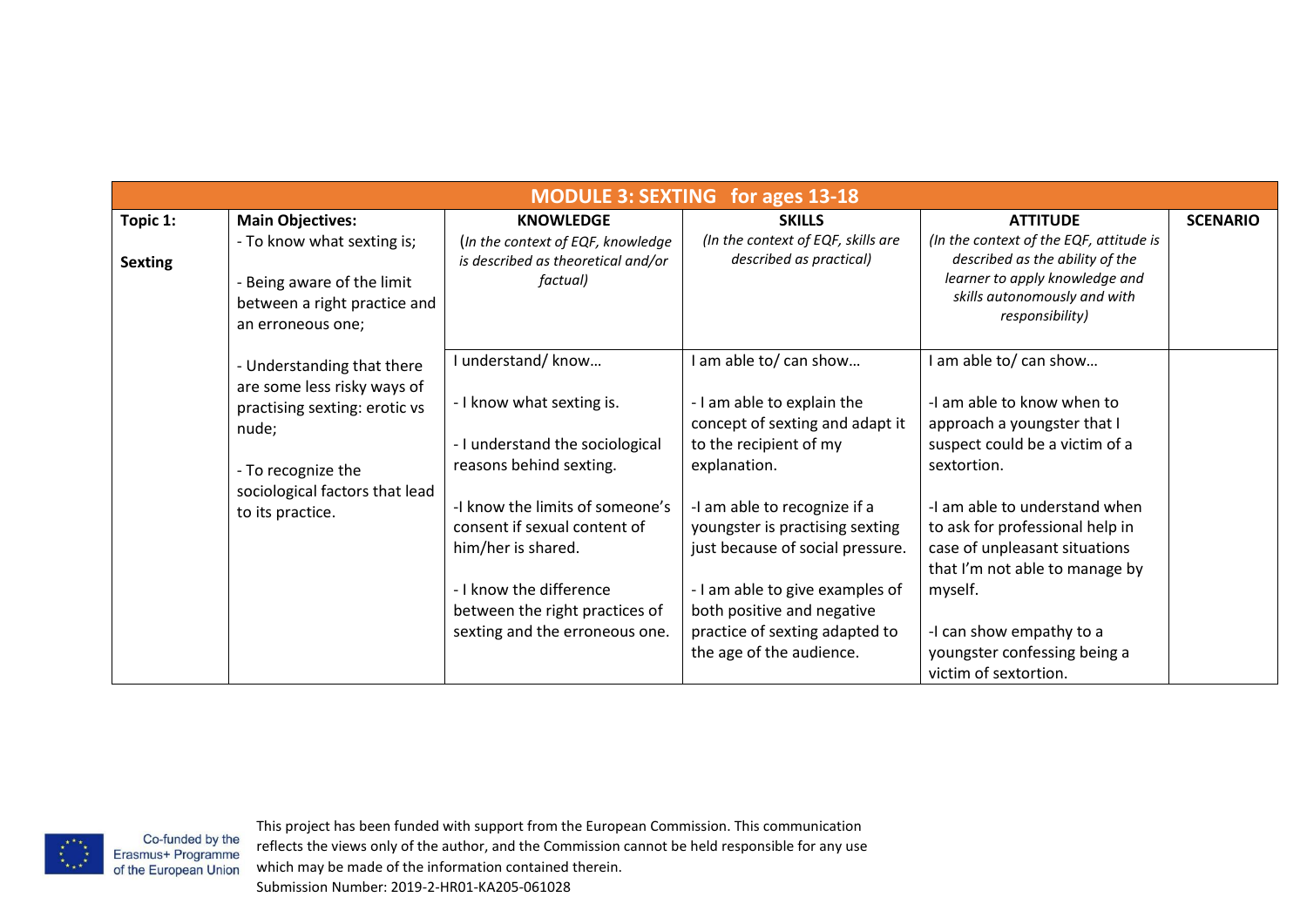| MODULE 3: SEXTING for ages 13-18 | | | | | |
|---|---|---|---|---|---|
| **Topic 1:**<br><br>**Sexting** | **Main Objectives:**<br>- To know what sexting is;<br><br>- Being aware of the limit between a right practice and an erroneous one;<br><br>- Understanding that there are some less risky ways of practising sexting: erotic vs nude;<br><br>- To recognize the sociological factors that lead to its practice. | **KNOWLEDGE**<br>*(In the context of EQF, knowledge is described as theoretical and/or factual)*<br><br>I understand/ know…<br><br>- I know what sexting is.<br><br>- I understand the sociological reasons behind sexting.<br><br>-I know the limits of someone's consent if sexual content of him/her is shared.<br><br>- I know the difference between the right practices of sexting and the erroneous one. | **SKILLS**<br>*(In the context of EQF, skills are described as practical)*<br><br>I am able to/ can show…<br><br>- I am able to explain the concept of sexting and adapt it to the recipient of my explanation.<br><br>-I am able to recognize if a youngster is practising sexting just because of social pressure.<br><br>- I am able to give examples of both positive and negative practice of sexting adapted to the age of the audience. | **ATTITUDE**<br>*(In the context of the EQF, attitude is described as the ability of the learner to apply knowledge and skills autonomously and with responsibility)*<br><br>I am able to/ can show…<br><br>-I am able to know when to approach a youngster that I suspect could be a victim of a sextortion.<br><br>-I am able to understand when to ask for professional help in case of unpleasant situations that I'm not able to manage by myself.<br><br>-I can show empathy to a youngster confessing being a victim of sextortion. | **SCENARIO** |

Co-funded by the Erasmus+ Programme of the European Union

This project has been funded with support from the European Commission. This communication reflects the views only of the author, and the Commission cannot be held responsible for any use which may be made of the information contained therein.
Submission Number: 2019-2-HR01-KA205-061028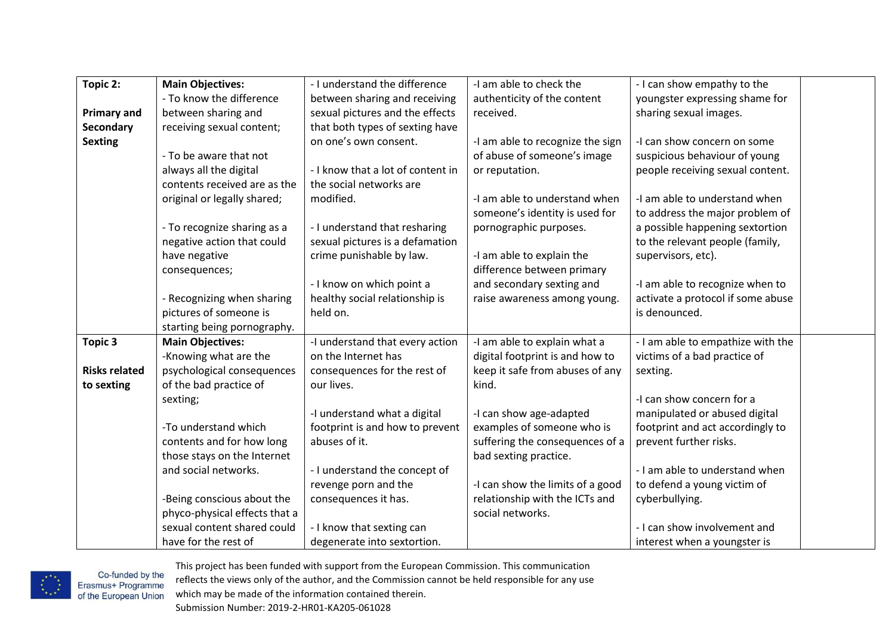| Topic 2: Primary and Secondary Sexting | **Main Objectives:** - To know the difference between sharing and receiving sexual content; - To be aware that not always all the digital contents received are as the original or legally shared; - To recognize sharing as a negative action that could have negative consequences; - Recognizing when sharing pictures of someone is starting being pornography. | - I understand the difference between sharing and receiving sexual pictures and the effects that both types of sexting have on one's own consent. - I know that a lot of content in the social networks are modified. - I understand that resharing sexual pictures is a defamation crime punishable by law. - I know on which point a healthy social relationship is held on. | -I am able to check the authenticity of the content received. -I am able to recognize the sign of abuse of someone's image or reputation. -I am able to understand when someone's identity is used for pornographic purposes. -I am able to explain the difference between primary and secondary sexting and raise awareness among young. | - I can show empathy to the youngster expressing shame for sharing sexual images. -I can show concern on some suspicious behaviour of young people receiving sexual content. -I am able to understand when to address the major problem of a possible happening sextortion to the relevant people (family, supervisors, etc). -I am able to recognize when to activate a protocol if some abuse is denounced. | |
|---|---|---|---|---|---|
| **Topic 3** **Risks related to sexting** | **Main Objectives:** -Knowing what are the psychological consequences of the bad practice of sexting; -To understand which contents and for how long those stays on the Internet and social networks. -Being conscious about the phyco-physical effects that a sexual content shared could have for the rest of | -I understand that every action on the Internet has consequences for the rest of our lives. -I understand what a digital footprint is and how to prevent abuses of it. - I understand the concept of revenge porn and the consequences it has. - I know that sexting can degenerate into sextortion. | -I am able to explain what a digital footprint is and how to keep it safe from abuses of any kind. -I can show age-adapted examples of someone who is suffering the consequences of a bad sexting practice. -I can show the limits of a good relationship with the ICTs and social networks. | - I am able to empathize with the victims of a bad practice of sexting. -I can show concern for a manipulated or abused digital footprint and act accordingly to prevent further risks. - I am able to understand when to defend a young victim of cyberbullying. - I can show involvement and interest when a youngster is | |

Co-funded by the Erasmus+ Programme of the European Union

This project has been funded with support from the European Commission. This communication reflects the views only of the author, and the Commission cannot be held responsible for any use which may be made of the information contained therein.
Submission Number: 2019-2-HR01-KA205-061028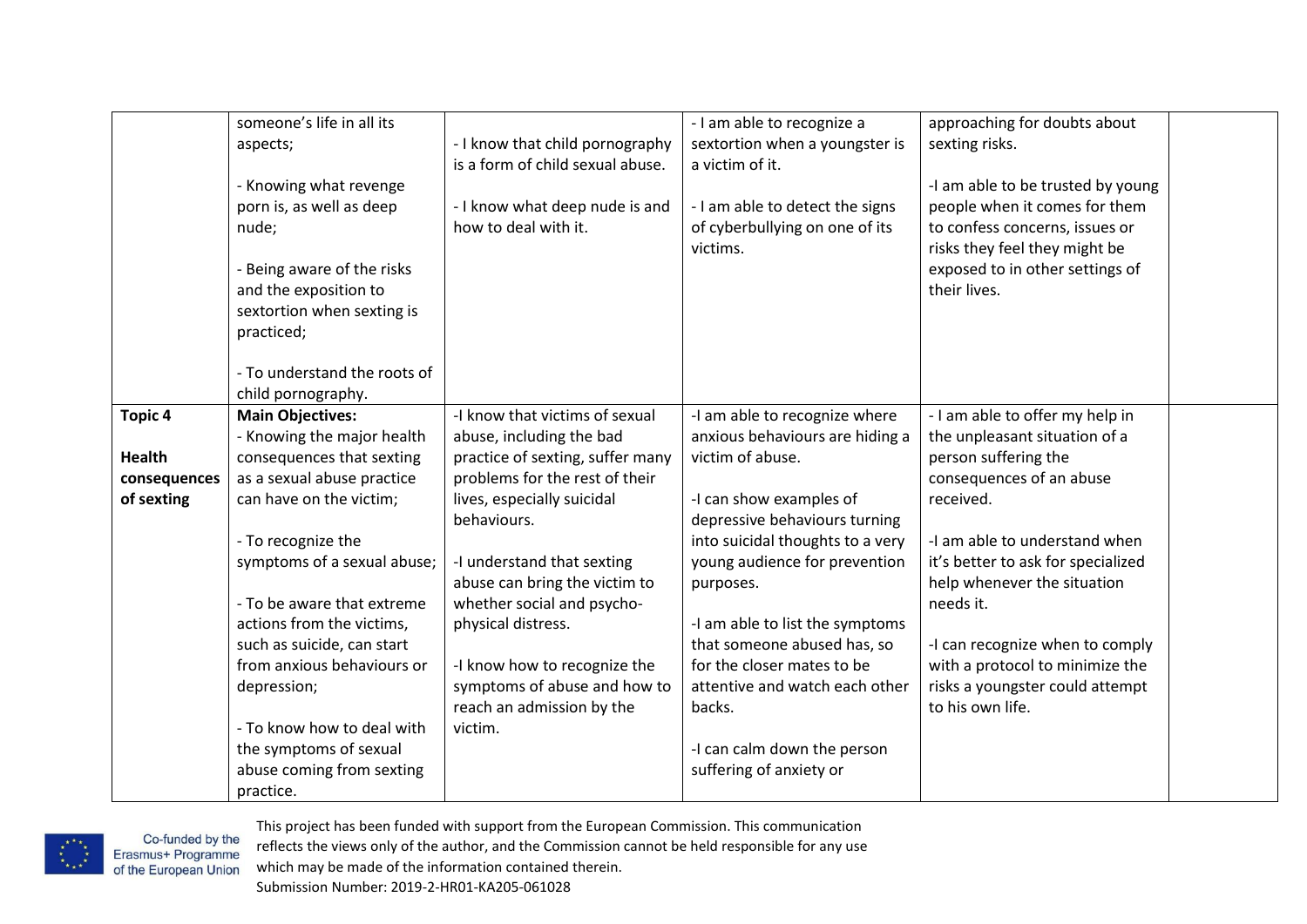| | | | | | |
|---|---|---|---|---|---|
| | someone's life in all its aspects;<br><br>- Knowing what revenge porn is, as well as deep nude;<br><br>- Being aware of the risks and the exposition to sextortion when sexting is practiced;<br><br>- To understand the roots of child pornography. | - I know that child pornography is a form of child sexual abuse.<br><br>- I know what deep nude is and how to deal with it. | - I am able to recognize a sextortion when a youngster is a victim of it.<br><br>- I am able to detect the signs of cyberbullying on one of its victims. | approaching for doubts about sexting risks.<br><br>-I am able to be trusted by young people when it comes for them to confess concerns, issues or risks they feel they might be exposed to in other settings of their lives. | |
| **Topic 4**<br><br>**Health consequences of sexting** | **Main Objectives:**<br>- Knowing the major health consequences that sexting as a sexual abuse practice can have on the victim;<br><br>- To recognize the symptoms of a sexual abuse;<br><br>- To be aware that extreme actions from the victims, such as suicide, can start from anxious behaviours or depression;<br><br>- To know how to deal with the symptoms of sexual abuse coming from sexting practice. | -I know that victims of sexual abuse, including the bad practice of sexting, suffer many problems for the rest of their lives, especially suicidal behaviours.<br><br>-I understand that sexting abuse can bring the victim to whether social and psycho-physical distress.<br><br>-I know how to recognize the symptoms of abuse and how to reach an admission by the victim. | -I am able to recognize where anxious behaviours are hiding a victim of abuse.<br><br>-I can show examples of depressive behaviours turning into suicidal thoughts to a very young audience for prevention purposes.<br><br>-I am able to list the symptoms that someone abused has, so for the closer mates to be attentive and watch each other backs.<br><br>-I can calm down the person suffering of anxiety or | - I am able to offer my help in the unpleasant situation of a person suffering the consequences of an abuse received.<br><br>-I am able to understand when it's better to ask for specialized help whenever the situation needs it.<br><br>-I can recognize when to comply with a protocol to minimize the risks a youngster could attempt to his own life. | |

This project has been funded with support from the European Commission. This communication reflects the views only of the author, and the Commission cannot be held responsible for any use which may be made of the information contained therein.
Submission Number: 2019-2-HR01-KA205-061028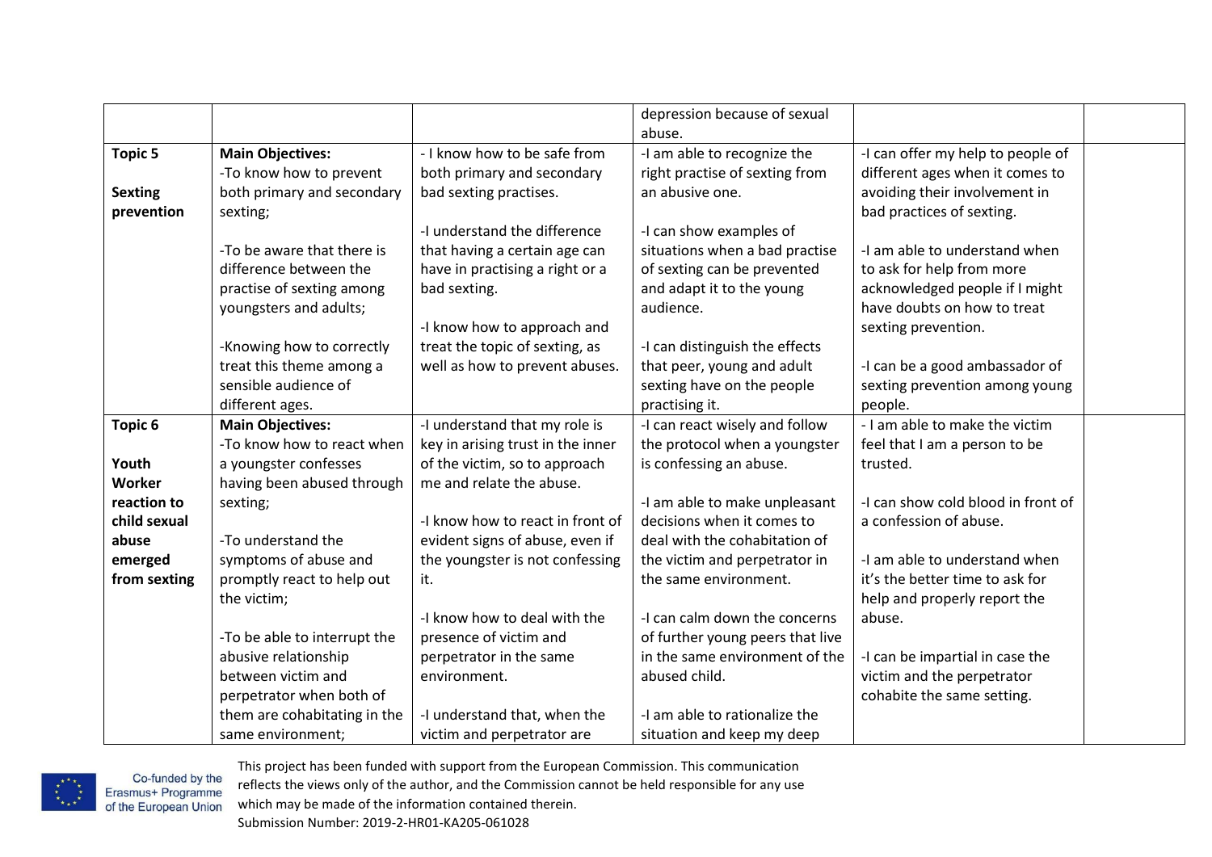| | | | | | |
|---|---|---|---|---|---|
| | | | depression because of sexual abuse. | | |
| **Topic 5**<br><br>**Sexting prevention** | **Main Objectives:**<br>-To know how to prevent both primary and secondary sexting;<br><br>-To be aware that there is difference between the practise of sexting among youngsters and adults;<br><br>-Knowing how to correctly treat this theme among a sensible audience of different ages. | - I know how to be safe from both primary and secondary bad sexting practises.<br><br>-I understand the difference that having a certain age can have in practising a right or a bad sexting.<br><br>-I know how to approach and treat the topic of sexting, as well as how to prevent abuses. | -I am able to recognize the right practise of sexting from an abusive one.<br><br>-I can show examples of situations when a bad practise of sexting can be prevented and adapt it to the young audience.<br><br>-I can distinguish the effects that peer, young and adult sexting have on the people practising it. | -I can offer my help to people of different ages when it comes to avoiding their involvement in bad practices of sexting.<br><br>-I am able to understand when to ask for help from more acknowledged people if I might have doubts on how to treat sexting prevention.<br><br>-I can be a good ambassador of sexting prevention among young people. | |
| **Topic 6**<br><br>**Youth Worker reaction to child sexual abuse emerged from sexting** | **Main Objectives:**<br>-To know how to react when a youngster confesses having been abused through sexting;<br><br>-To understand the symptoms of abuse and promptly react to help out the victim;<br><br>-To be able to interrupt the abusive relationship between victim and perpetrator when both of them are cohabitating in the same environment; | -I understand that my role is key in arising trust in the inner of the victim, so to approach me and relate the abuse.<br><br>-I know how to react in front of evident signs of abuse, even if the youngster is not confessing it.<br><br>-I know how to deal with the presence of victim and perpetrator in the same environment.<br><br>-I understand that, when the victim and perpetrator are | -I can react wisely and follow the protocol when a youngster is confessing an abuse.<br><br>-I am able to make unpleasant decisions when it comes to deal with the cohabitation of the victim and perpetrator in the same environment.<br><br>-I can calm down the concerns of further young peers that live in the same environment of the abused child.<br><br>-I am able to rationalize the situation and keep my deep | - I am able to make the victim feel that I am a person to be trusted.<br><br>-I can show cold blood in front of a confession of abuse.<br><br>-I am able to understand when it's the better time to ask for help and properly report the abuse.<br><br>-I can be impartial in case the victim and the perpetrator cohabite the same setting. | |

Co-funded by the Erasmus+ Programme of the European Union

This project has been funded with support from the European Commission. This communication reflects the views only of the author, and the Commission cannot be held responsible for any use which may be made of the information contained therein.
Submission Number: 2019-2-HR01-KA205-061028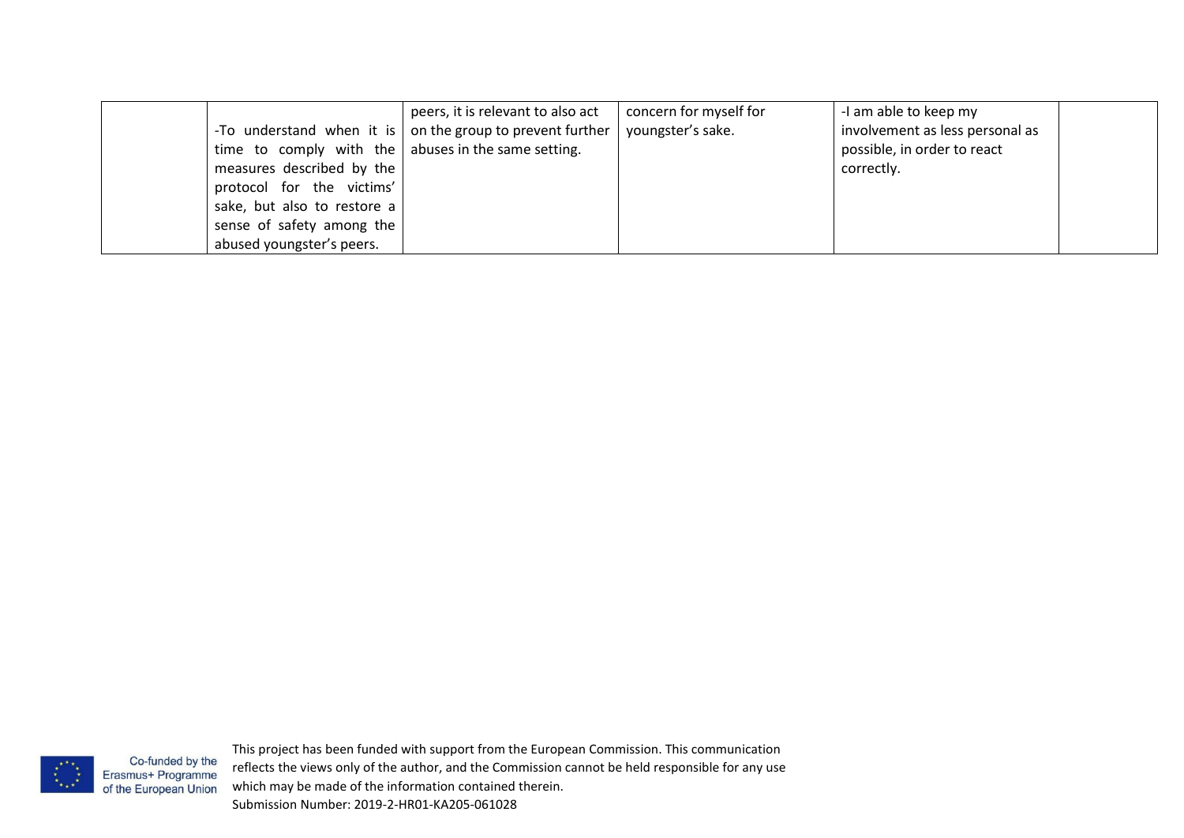| | | | | | |
|---|---|---|---|---|---|
| | -To understand when it is time to comply with the measures described by the protocol for the victims' sake, but also to restore a sense of safety among the abused youngster's peers. | peers, it is relevant to also act on the group to prevent further abuses in the same setting. | concern for myself for youngster's sake. | -I am able to keep my involvement as less personal as possible, in order to react correctly. | |

This project has been funded with support from the European Commission. This communication reflects the views only of the author, and the Commission cannot be held responsible for any use which may be made of the information contained therein.
Submission Number: 2019-2-HR01-KA205-061028